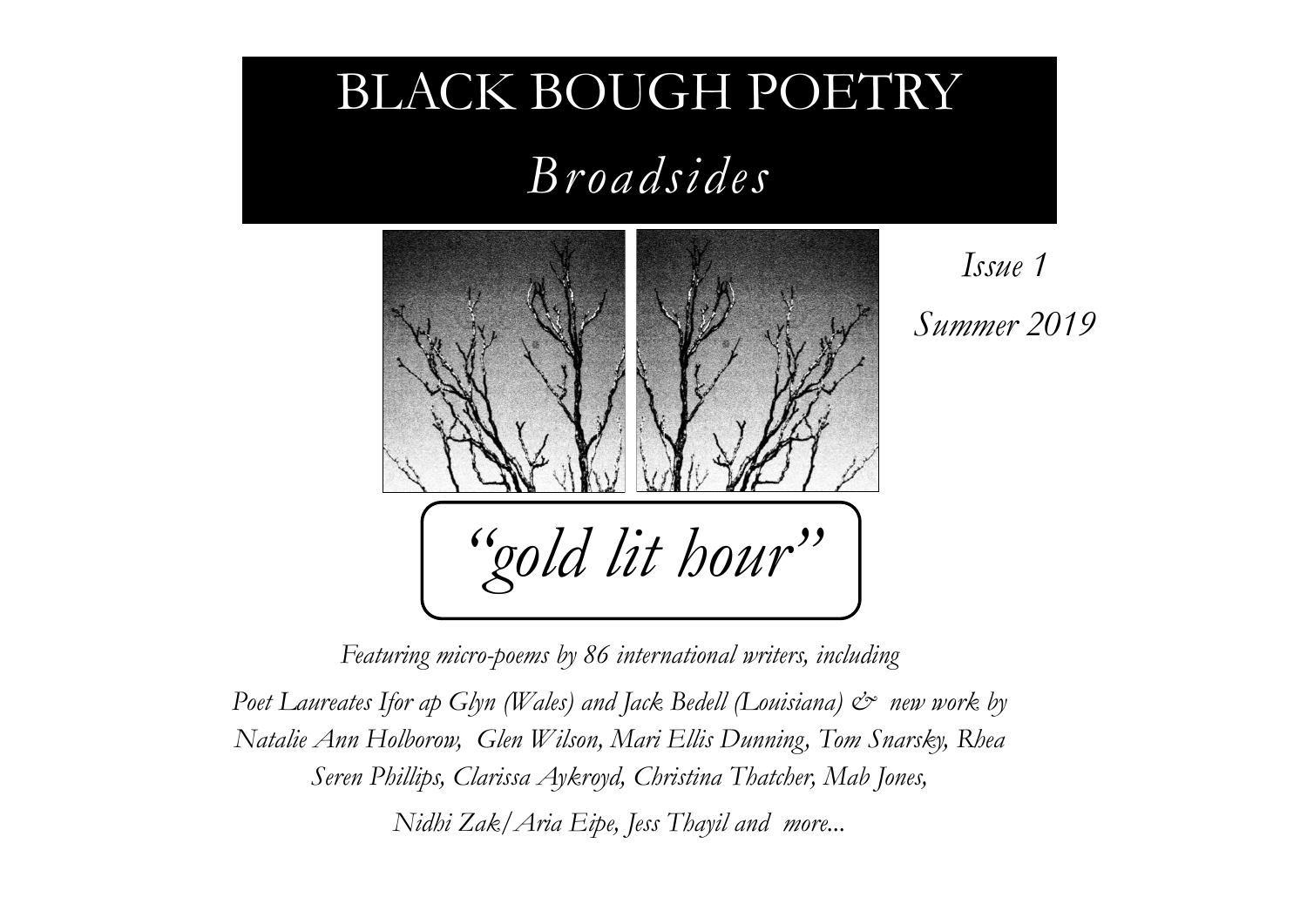# BLACK BOUGH POETRY

## *Broadsides*

*Issue 1*

*Summer 2019*

# *"gold lit hour"*

*Featuring micro-poems by 86 international writers, including*

*Poet Laureates Ifor ap Glyn (Wales) and Jack Bedell (Louisiana) & new work by Natalie Ann Holborow, Glen Wilson, Mari Ellis Dunning, Tom Snarsky, Rhea Seren Phillips, Clarissa Aykroyd, Christina Thatcher, Mab Jones, Nidhi Zak/Aria Eipe, Jess Thayil and more...*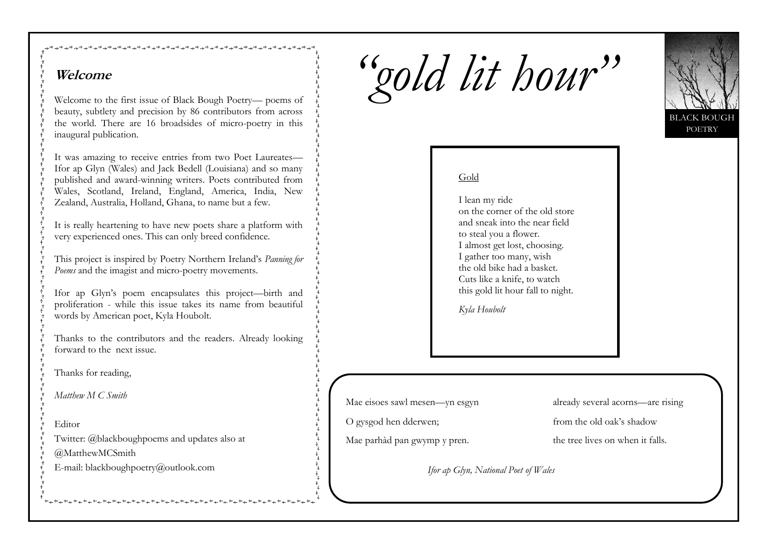## Welcome

Welcome to the first issue of Black Bough Poetry— poems of beauty, subtlety and precision by 86 contributors from across the world. There are 16 broadsides of micro-poetry in this inaugural publication.

It was amazing to receive entries from two Poet Laureates—Ifor ap Glyn (Wales) and Jack Bedell (Louisiana) and so many published and award-winning writers. Poets contributed from Wales, Scotland, Ireland, England, America, India, New Zealand, Australia, Holland, Ghana, to name but a few.

It is really heartening to have new poets share a platform with very experienced ones. This can only breed confidence.

This project is inspired by Poetry Northern Ireland's *Panning for Poems* and the imagist and micro-poetry movements.

Ifor ap Glyn's poem encapsulates this project—birth and proliferation - while this issue takes its name from beautiful words by American poet, Kyla Houbolt.

Thanks to the contributors and the readers. Already looking forward to the next issue.

Thanks for reading,

*Matthew M C Smith*

Editor

Twitter: @blackboughpoems and updates also at

@MatthewMCSmith

E-mail: blackboughpoetry@outlook.com

# *"gold lit hour"*

BLACK BOUGH POETRY

Gold

I lean my ride
on the corner of the old store
and sneak into the near field
to steal you a flower.
I almost get lost, choosing.
I gather too many, wish
the old bike had a basket.
Cuts like a knife, to watch
this gold lit hour fall to night.

*Kyla Houbolt*

| | |
|---|---|
| Mae eisoes sawl mesen—yn esgyn | already several acorns—are rising |
| O gysgod hen dderwen; | from the old oak's shadow |
| Mae parhàd pan gwymp y pren. | the tree lives on when it falls. |

*Ifor ap Glyn, National Poet of Wales*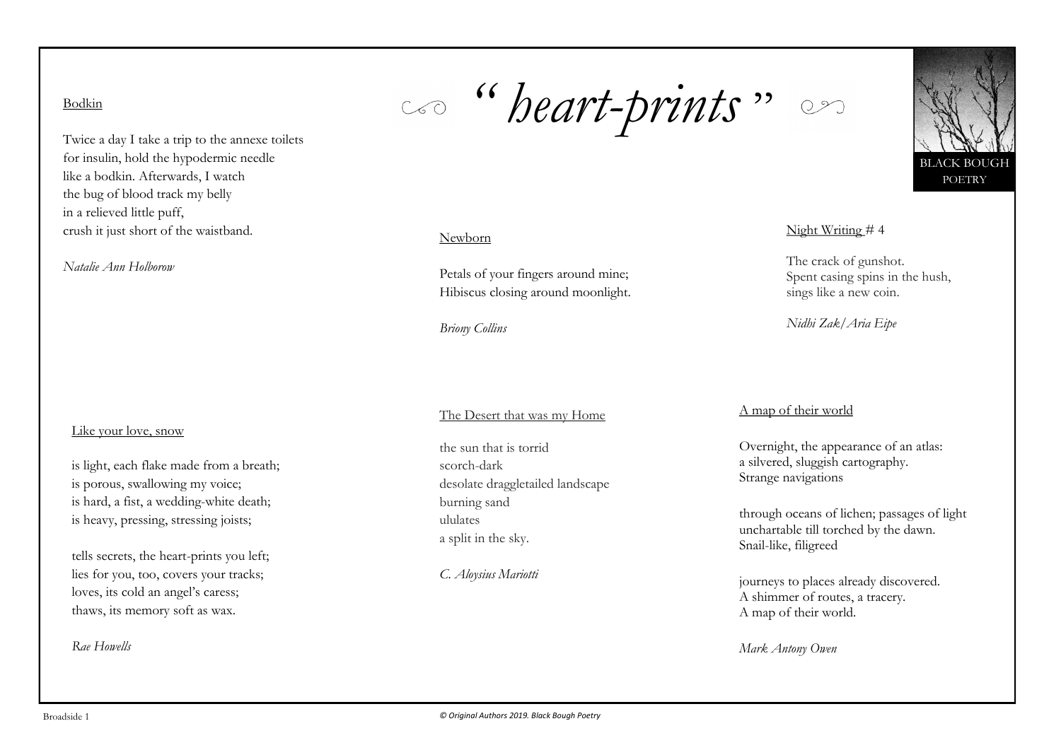# “ heart-prints ”

BLACK BOUGH POETRY

Bodkin

Twice a day I take a trip to the annexe toilets
for insulin, hold the hypodermic needle
like a bodkin. Afterwards, I watch
the bug of blood track my belly
in a relieved little puff,
crush it just short of the waistband.

*Natalie Ann Holborow*

Newborn

Petals of your fingers around mine;
Hibiscus closing around moonlight.

*Briony Collins*

Night Writing # 4

The crack of gunshot.
Spent casing spins in the hush,
sings like a new coin.

*Nidhi Zak/Aria Eipe*

Like your love, snow

is light, each flake made from a breath;
is porous, swallowing my voice;
is hard, a fist, a wedding-white death;
is heavy, pressing, stressing joists;

tells secrets, the heart-prints you left;
lies for you, too, covers your tracks;
loves, its cold an angel’s caress;
thaws, its memory soft as wax.

*Rae Howells*

The Desert that was my Home

the sun that is torrid
scorch-dark
desolate draggletailed landscape
burning sand
ululates
a split in the sky.

*C. Aloysius Mariotti*

A map of their world

Overnight, the appearance of an atlas:
a silvered, sluggish cartography.
Strange navigations

through oceans of lichen; passages of light
unchartable till torched by the dawn.
Snail-like, filigreed

journeys to places already discovered.
A shimmer of routes, a tracery.
A map of their world.

*Mark Antony Owen*

Broadside 1

*© Original Authors 2019. Black Bough Poetry*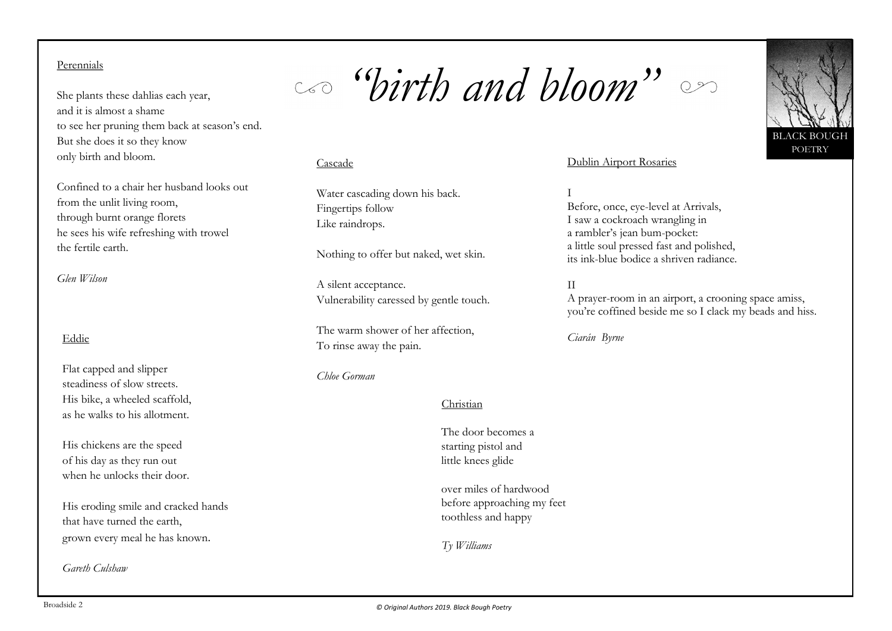# *"birth and bloom"*

BLACK BOUGH POETRY

## Perennials

She plants these dahlias each year,  
and it is almost a shame  
to see her pruning them back at season's end.  
But she does it so they know  
only birth and bloom.

Confined to a chair her husband looks out  
from the unlit living room,  
through burnt orange florets  
he sees his wife refreshing with trowel  
the fertile earth.

*Glen Wilson*

## Eddie

Flat capped and slipper  
steadiness of slow streets.  
His bike, a wheeled scaffold,  
as he walks to his allotment.

His chickens are the speed  
of his day as they run out  
when he unlocks their door.

His eroding smile and cracked hands  
that have turned the earth,  
grown every meal he has known.

*Gareth Culshaw*

## Cascade

Water cascading down his back.  
Fingertips follow  
Like raindrops.

Nothing to offer but naked, wet skin.

A silent acceptance.  
Vulnerability caressed by gentle touch.

The warm shower of her affection,  
To rinse away the pain.

*Chloe Gorman*

## Christian

The door becomes a  
starting pistol and  
little knees glide

over miles of hardwood  
before approaching my feet  
toothless and happy

*Ty Williams*

## Dublin Airport Rosaries

I  
Before, once, eye-level at Arrivals,  
I saw a cockroach wrangling in  
a rambler's jean bum-pocket:  
a little soul pressed fast and polished,  
its ink-blue bodice a shriven radiance.

II  
A prayer-room in an airport, a crooning space amiss,  
you're coffined beside me so I clack my beads and hiss.

*Ciarán Byrne*

Broadside 2

*© Original Authors 2019. Black Bough Poetry*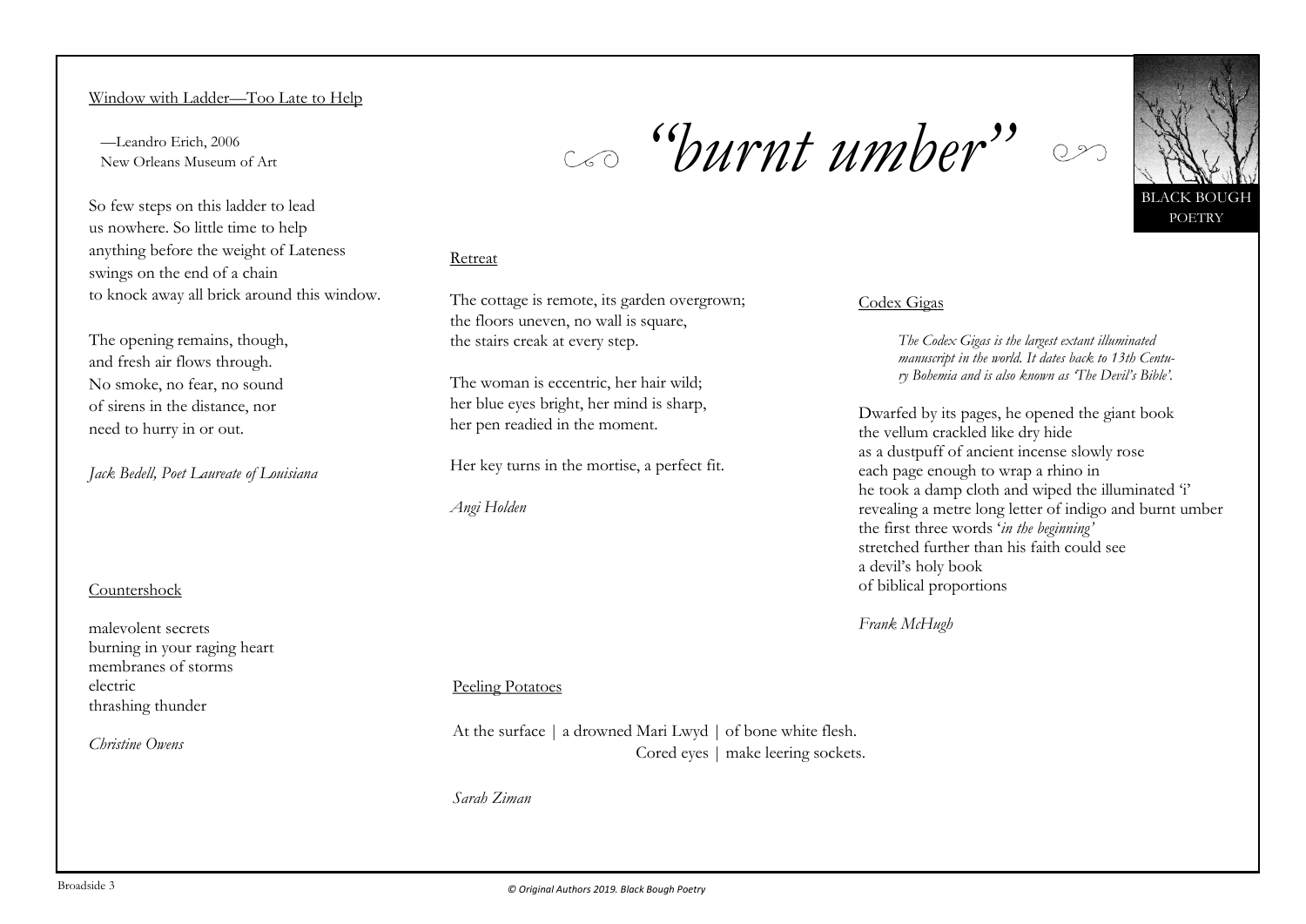# "burnt umber"

BLACK BOUGH POETRY

## Window with Ladder—Too Late to Help

—Leandro Erich, 2006
New Orleans Museum of Art

So few steps on this ladder to lead
us nowhere. So little time to help
anything before the weight of Lateness
swings on the end of a chain
to knock away all brick around this window.

The opening remains, though,
and fresh air flows through.
No smoke, no fear, no sound
of sirens in the distance, nor
need to hurry in or out.

*Jack Bedell, Poet Laureate of Louisiana*

## Countershock

malevolent secrets
burning in your raging heart
membranes of storms
electric
thrashing thunder

*Christine Owens*

## Retreat

The cottage is remote, its garden overgrown;
the floors uneven, no wall is square,
the stairs creak at every step.

The woman is eccentric, her hair wild;
her blue eyes bright, her mind is sharp,
her pen readied in the moment.

Her key turns in the mortise, a perfect fit.

*Angi Holden*

## Peeling Potatoes

At the surface | a drowned Mari Lwyd | of bone white flesh.
Cored eyes | make leering sockets.

*Sarah Ziman*

## Codex Gigas

*The Codex Gigas is the largest extant illuminated manuscript in the world. It dates back to 13th Century Bohemia and is also known as 'The Devil's Bible'.*

Dwarfed by its pages, he opened the giant book
the vellum crackled like dry hide
as a dustpuff of ancient incense slowly rose
each page enough to wrap a rhino in
he took a damp cloth and wiped the illuminated 'i'
revealing a metre long letter of indigo and burnt umber
the first three words '*in the beginning'*
stretched further than his faith could see
a devil's holy book
of biblical proportions

*Frank McHugh*

Broadside 3

*© Original Authors 2019. Black Bough Poetry*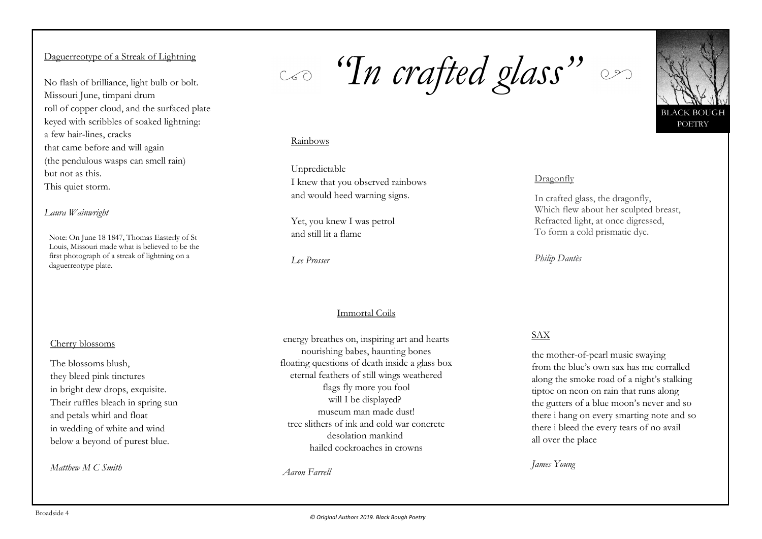# *"In crafted glass"*

BLACK BOUGH POETRY

## Daguerreotype of a Streak of Lightning

No flash of brilliance, light bulb or bolt.
Missouri June, timpani drum
roll of copper cloud, and the surfaced plate
keyed with scribbles of soaked lightning:
a few hair-lines, cracks
that came before and will again
(the pendulous wasps can smell rain)
but not as this.
This quiet storm.

*Laura Wainwright*

Note: On June 18 1847, Thomas Easterly of St Louis, Missouri made what is believed to be the first photograph of a streak of lightning on a daguerreotype plate.

## Rainbows

Unpredictable
I knew that you observed rainbows
and would heed warning signs.

Yet, you knew I was petrol
and still lit a flame

*Lee Prosser*

## Dragonfly

In crafted glass, the dragonfly,
Which flew about her sculpted breast,
Refracted light, at once digressed,
To form a cold prismatic dye.

*Philip Dantès*

## Cherry blossoms

The blossoms blush,
they bleed pink tinctures
in bright dew drops, exquisite.
Their ruffles bleach in spring sun
and petals whirl and float
in wedding of white and wind
below a beyond of purest blue.

*Matthew M C Smith*

## Immortal Coils

energy breathes on, inspiring art and hearts
nourishing babes, haunting bones
floating questions of death inside a glass box
eternal feathers of still wings weathered
flags fly more you fool
will I be displayed?
museum man made dust!
tree slithers of ink and cold war concrete
desolation mankind
hailed cockroaches in crowns

*Aaron Farrell*

## SAX

the mother-of-pearl music swaying
from the blue's own sax has me corralled
along the smoke road of a night's stalking
tiptoe on neon on rain that runs along
the gutters of a blue moon's never and so
there i hang on every smarting note and so
there i bleed the every tears of no avail
all over the place

*James Young*

Broadside 4

*© Original Authors 2019. Black Bough Poetry*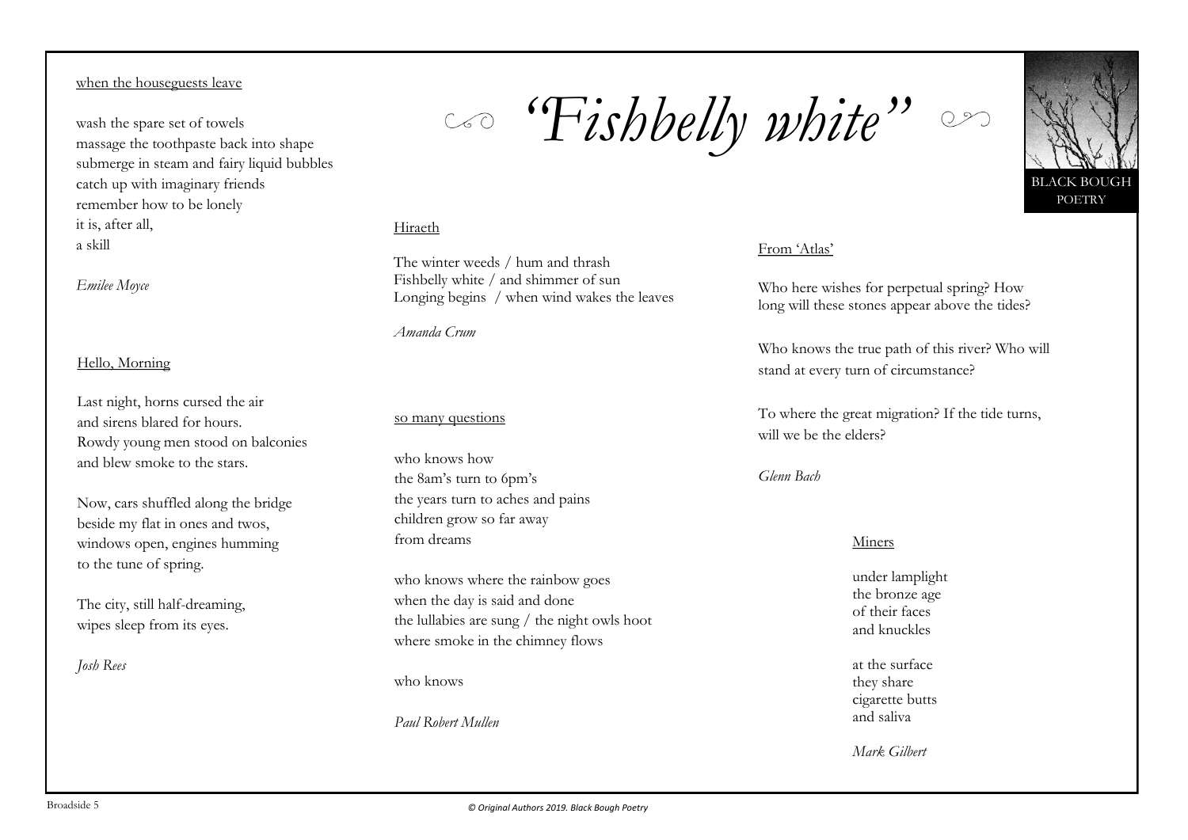# *'Fishbelly white"*

BLACK BOUGH POETRY

when the houseguests leave

wash the spare set of towels
massage the toothpaste back into shape
submerge in steam and fairy liquid bubbles
catch up with imaginary friends
remember how to be lonely
it is, after all,
a skill

*Emilee Moyce*

Hello, Morning

Last night, horns cursed the air
and sirens blared for hours.
Rowdy young men stood on balconies
and blew smoke to the stars.

Now, cars shuffled along the bridge
beside my flat in ones and twos,
windows open, engines humming
to the tune of spring.

The city, still half-dreaming,
wipes sleep from its eyes.

*Josh Rees*

Hiraeth

The winter weeds / hum and thrash
Fishbelly white / and shimmer of sun
Longing begins / when wind wakes the leaves

*Amanda Crum*

so many questions

who knows how
the 8am's turn to 6pm's
the years turn to aches and pains
children grow so far away
from dreams

who knows where the rainbow goes
when the day is said and done
the lullabies are sung / the night owls hoot
where smoke in the chimney flows

who knows

*Paul Robert Mullen*

From 'Atlas'

Who here wishes for perpetual spring? How
long will these stones appear above the tides?

Who knows the true path of this river? Who will
stand at every turn of circumstance?

To where the great migration? If the tide turns,
will we be the elders?

*Glenn Bach*

Miners

under lamplight
the bronze age
of their faces
and knuckles

at the surface
they share
cigarette butts
and saliva

*Mark Gilbert*

Broadside 5

© Original Authors 2019. Black Bough Poetry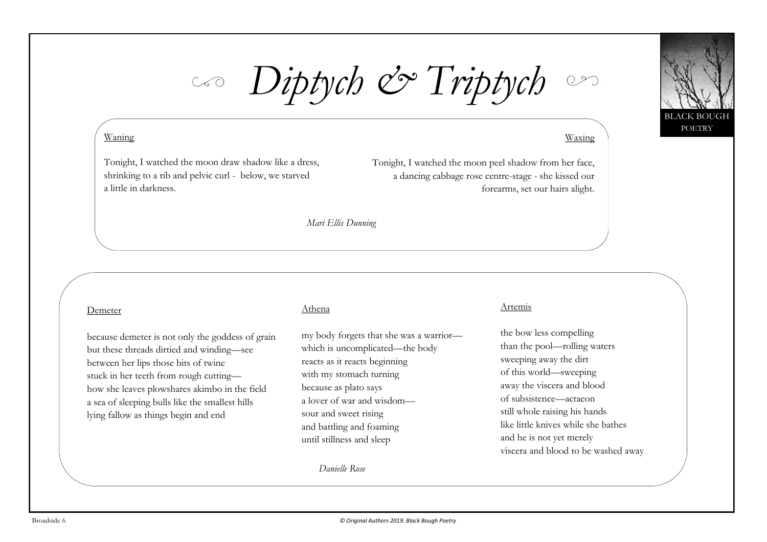# *Diptych & Triptych*

BLACK BOUGH POETRY

### Waning

Tonight, I watched the moon draw shadow like a dress,
shrinking to a rib and pelvic curl - below, we starved
a little in darkness.

### Waxing

Tonight, I watched the moon peel shadow from her face,
a dancing cabbage rose centre-stage - she kissed our
forearms, set our hairs alight.

*Mari Ellis Dunning*

### Demeter

because demeter is not only the goddess of grain
but these threads dirtied and winding—see
between her lips those bits of twine
stuck in her teeth from rough cutting—
how she leaves plowshares akimbo in the field
a sea of sleeping bulls like the smallest hills
lying fallow as things begin and end

### Athena

my body forgets that she was a warrior—
which is uncomplicated—the body
reacts as it reacts beginning
with my stomach turning
because as plato says
a lover of war and wisdom—
sour and sweet rising
and battling and foaming
until stillness and sleep

### Artemis

the bow less compelling
than the pool—rolling waters
sweeping away the dirt
of this world—sweeping
away the viscera and blood
of subsistence—actaeon
still whole raising his hands
like little knives while she bathes
and he is not yet merely
viscera and blood to be washed away

*Danielle Rose*

Broadside 6

*© Original Authors 2019. Black Bough Poetry*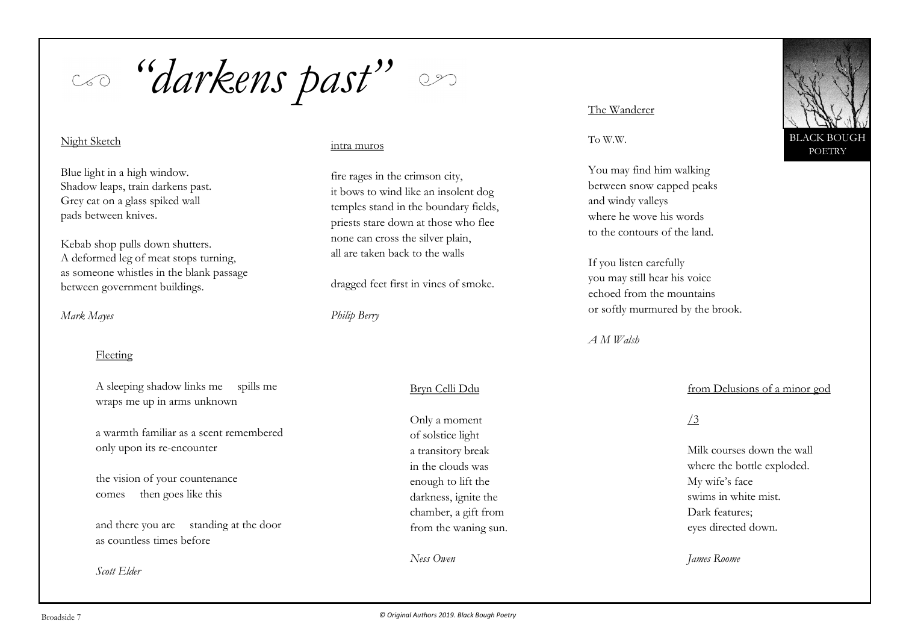# *"darkens past"*

BLACK BOUGH POETRY

## Night Sketch

Blue light in a high window.
Shadow leaps, train darkens past.
Grey cat on a glass spiked wall
pads between knives.

Kebab shop pulls down shutters.
A deformed leg of meat stops turning,
as someone whistles in the blank passage
between government buildings.

*Mark Mayes*

## intra muros

fire rages in the crimson city,
it bows to wind like an insolent dog
temples stand in the boundary fields,
priests stare down at those who flee
none can cross the silver plain,
all are taken back to the walls

dragged feet first in vines of smoke.

*Philip Berry*

## The Wanderer

To W.W.

You may find him walking
between snow capped peaks
and windy valleys
where he wove his words
to the contours of the land.

If you listen carefully
you may still hear his voice
echoed from the mountains
or softly murmured by the brook.

*A M Walsh*

## Fleeting

A sleeping shadow links me     spills me
wraps me up in arms unknown

a warmth familiar as a scent remembered
only upon its re-encounter

the vision of your countenance
comes     then goes like this

and there you are     standing at the door
as countless times before

*Scott Elder*

## Bryn Celli Ddu

Only a moment
of solstice light
a transitory break
in the clouds was
enough to lift the
darkness, ignite the
chamber, a gift from
from the waning sun.

*Ness Owen*

## from Delusions of a minor god

/3

Milk courses down the wall
where the bottle exploded.
My wife's face
swims in white mist.
Dark features;
eyes directed down.

*James Roome*

Broadside 7

*© Original Authors 2019. Black Bough Poetry*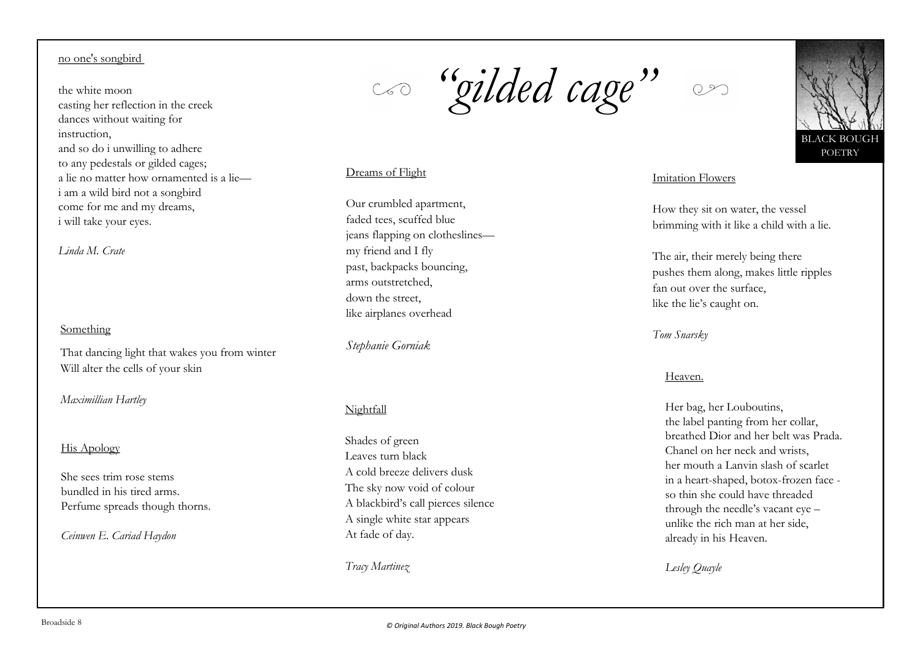# "gilded cage"

BLACK BOUGH POETRY

## no one's songbird

the white moon
casting her reflection in the creek
dances without waiting for
instruction,
and so do i unwilling to adhere
to any pedestals or gilded cages;
a lie no matter how ornamented is a lie—
i am a wild bird not a songbird
come for me and my dreams,
i will take your eyes.

*Linda M. Crate*

## Something

That dancing light that wakes you from winter
Will alter the cells of your skin

*Maximillian Hartley*

## His Apology

She sees trim rose stems
bundled in his tired arms.
Perfume spreads though thorns.

*Ceinwen E. Cariad Haydon*

## Dreams of Flight

Our crumbled apartment,
faded tees, scuffed blue
jeans flapping on clotheslines—
my friend and I fly
past, backpacks bouncing,
arms outstretched,
down the street,
like airplanes overhead

*Stephanie Gorniak*

## Nightfall

Shades of green
Leaves turn black
A cold breeze delivers dusk
The sky now void of colour
A blackbird's call pierces silence
A single white star appears
At fade of day.

*Tracy Martinez*

## Imitation Flowers

How they sit on water, the vessel
brimming with it like a child with a lie.

The air, their merely being there
pushes them along, makes little ripples
fan out over the surface,
like the lie's caught on.

*Tom Snarsky*

## Heaven.

Her bag, her Louboutins,
the label panting from her collar,
breathed Dior and her belt was Prada.
Chanel on her neck and wrists,
her mouth a Lanvin slash of scarlet
in a heart-shaped, botox-frozen face -
so thin she could have threaded
through the needle's vacant eye –
unlike the rich man at her side,
already in his Heaven.

*Lesley Quayle*

Broadside 8

*© Original Authors 2019. Black Bough Poetry*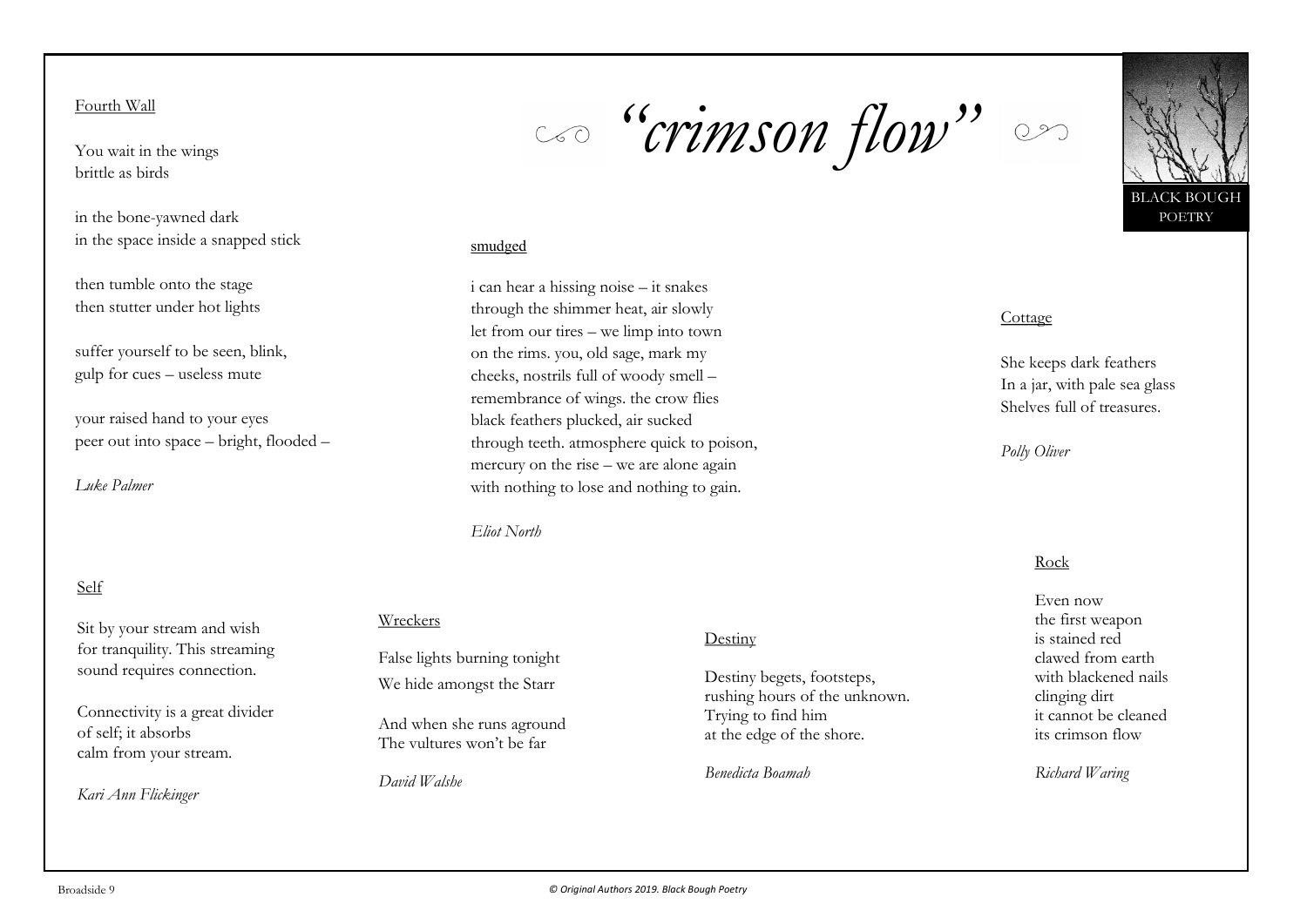# "crimson flow"

BLACK BOUGH POETRY

## Fourth Wall

You wait in the wings
brittle as birds

in the bone-yawned dark
in the space inside a snapped stick

then tumble onto the stage
then stutter under hot lights

suffer yourself to be seen, blink,
gulp for cues – useless mute

your raised hand to your eyes
peer out into space – bright, flooded –

*Luke Palmer*

## smudged

i can hear a hissing noise – it snakes
through the shimmer heat, air slowly
let from our tires – we limp into town
on the rims. you, old sage, mark my
cheeks, nostrils full of woody smell –
remembrance of wings. the crow flies
black feathers plucked, air sucked
through teeth. atmosphere quick to poison,
mercury on the rise – we are alone again
with nothing to lose and nothing to gain.

*Eliot North*

## Cottage

She keeps dark feathers
In a jar, with pale sea glass
Shelves full of treasures.

*Polly Oliver*

## Self

Sit by your stream and wish
for tranquility. This streaming
sound requires connection.

Connectivity is a great divider
of self; it absorbs
calm from your stream.

*Kari Ann Flickinger*

## Wreckers

False lights burning tonight
We hide amongst the Starr

And when she runs aground
The vultures won't be far

*David Walshe*

## Destiny

Destiny begets, footsteps,
rushing hours of the unknown.
Trying to find him
at the edge of the shore.

*Benedicta Boamah*

## Rock

Even now
the first weapon
is stained red
clawed from earth
with blackened nails
clinging dirt
it cannot be cleaned
its crimson flow

*Richard Waring*

Broadside 9

*© Original Authors 2019. Black Bough Poetry*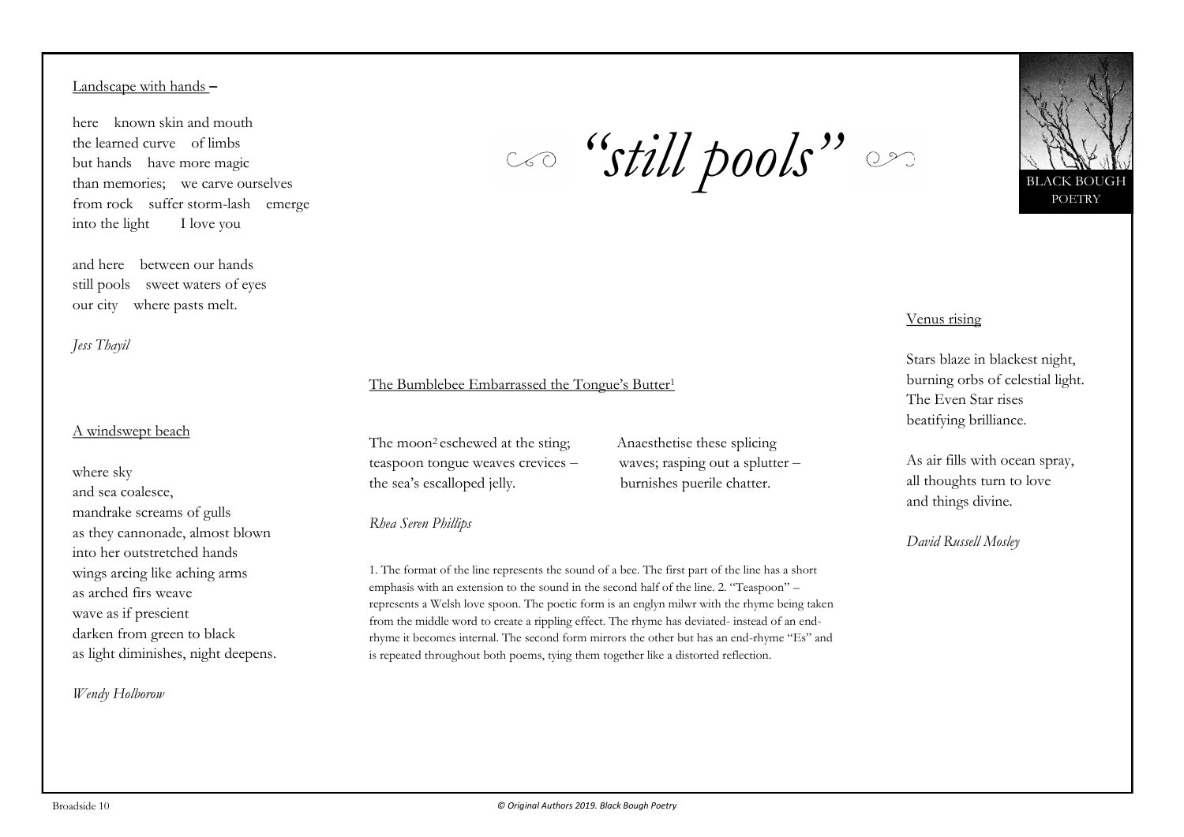# "still pools"

BLACK BOUGH POETRY

Landscape with hands –

here known skin and mouth
the learned curve of limbs
but hands have more magic
than memories; we carve ourselves
from rock suffer storm-lash emerge
into the light I love you

and here between our hands
still pools sweet waters of eyes
our city where pasts melt.

*Jess Thayil*

A windswept beach

where sky
and sea coalesce,
mandrake screams of gulls
as they cannonade, almost blown
into her outstretched hands
wings arcing like aching arms
as arched firs weave
wave as if prescient
darken from green to black
as light diminishes, night deepens.

*Wendy Holborow*

The Bumblebee Embarrassed the Tongue's Butter[1]

The moon[2] eschewed at the sting;
teaspoon tongue weaves crevices –
the sea's escalloped jelly.

Anaesthetise these splicing
waves; rasping out a splutter –
burnishes puerile chatter.

*Rhea Seren Phillips*

1. The format of the line represents the sound of a bee. The first part of the line has a short emphasis with an extension to the sound in the second half of the line. 2. "Teaspoon" – represents a Welsh love spoon. The poetic form is an englyn milwr with the rhyme being taken from the middle word to create a rippling effect. The rhyme has deviated- instead of an end-rhyme it becomes internal. The second form mirrors the other but has an end-rhyme "Es" and is repeated throughout both poems, tying them together like a distorted reflection.

Venus rising

Stars blaze in blackest night,
burning orbs of celestial light.
The Even Star rises
beatifying brilliance.

As air fills with ocean spray,
all thoughts turn to love
and things divine.

*David Russell Mosley*

Broadside 10

*© Original Authors 2019. Black Bough Poetry*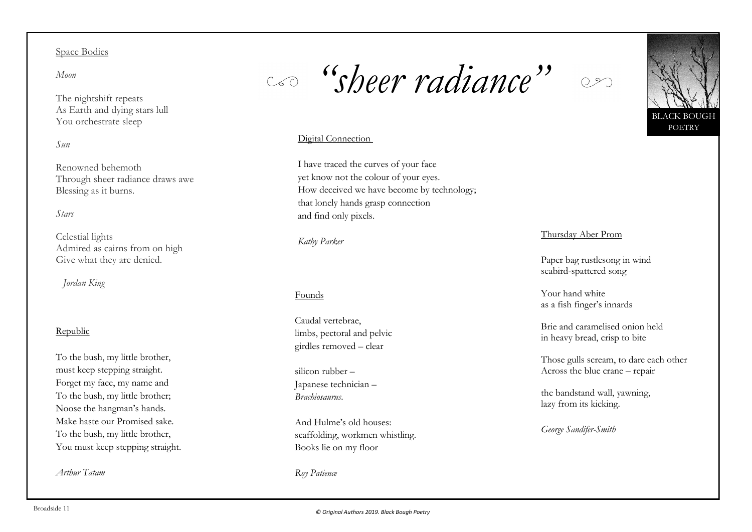# *"sheer radiance"*

BLACK BOUGH POETRY

## Space Bodies

*Moon*

The nightshift repeats
As Earth and dying stars lull
You orchestrate sleep

*Sun*

Renowned behemoth
Through sheer radiance draws awe
Blessing as it burns.

*Stars*

Celestial lights
Admired as cairns from on high
Give what they are denied.

*Jordan King*

## Republic

To the bush, my little brother,
must keep stepping straight.
Forget my face, my name and
To the bush, my little brother;
Noose the hangman's hands.
Make haste our Promised sake.
To the bush, my little brother,
You must keep stepping straight.

*Arthur Tatam*

## Digital Connection

I have traced the curves of your face
yet know not the colour of your eyes.
How deceived we have become by technology;
that lonely hands grasp connection
and find only pixels.

*Kathy Parker*

## Founds

Caudal vertebrae,
limbs, pectoral and pelvic
girdles removed – clear

silicon rubber –
Japanese technician –
*Brachiosaurus*.

And Hulme's old houses:
scaffolding, workmen whistling.
Books lie on my floor

*Roy Patience*

## Thursday Aber Prom

Paper bag rustlesong in wind
seabird-spattered song

Your hand white
as a fish finger's innards

Brie and caramelised onion held
in heavy bread, crisp to bite

Those gulls scream, to dare each other
Across the blue crane – repair

the bandstand wall, yawning,
lazy from its kicking.

*George Sandifer-Smith*

Broadside 11

*© Original Authors 2019. Black Bough Poetry*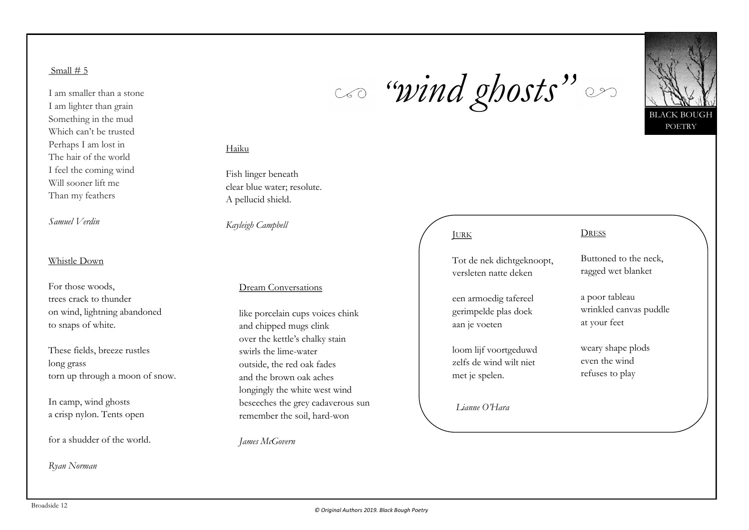# *"wind ghosts"*

BLACK BOUGH POETRY

Small # 5

I am smaller than a stone
I am lighter than grain
Something in the mud
Which can't be trusted
Perhaps I am lost in
The hair of the world
I feel the coming wind
Will sooner lift me
Than my feathers

*Samuel Verdin*

Whistle Down

For those woods,
trees crack to thunder
on wind, lightning abandoned
to snaps of white.

These fields, breeze rustles
long grass
torn up through a moon of snow.

In camp, wind ghosts
a crisp nylon. Tents open

for a shudder of the world.

*Ryan Norman*

Haiku

Fish linger beneath
clear blue water; resolute.
A pellucid shield.

*Kayleigh Campbell*

Dream Conversations

like porcelain cups voices chink
and chipped mugs clink
over the kettle's chalky stain
swirls the lime-water
outside, the red oak fades
and the brown oak aches
longingly the white west wind
beseeches the grey cadaverous sun
remember the soil, hard-won

*James McGovern*

JURK

Tot de nek dichtgeknoopt,
versleten natte deken

een armoedig tafereel
gerimpelde plas doek
aan je voeten

loom lijf voortgeduwd
zelfs de wind wilt niet
met je spelen.

DRESS

Buttoned to the neck,
ragged wet blanket

a poor tableau
wrinkled canvas puddle
at your feet

weary shape plods
even the wind
refuses to play

*Lianne O'Hara*

Broadside 12

*© Original Authors 2019. Black Bough Poetry*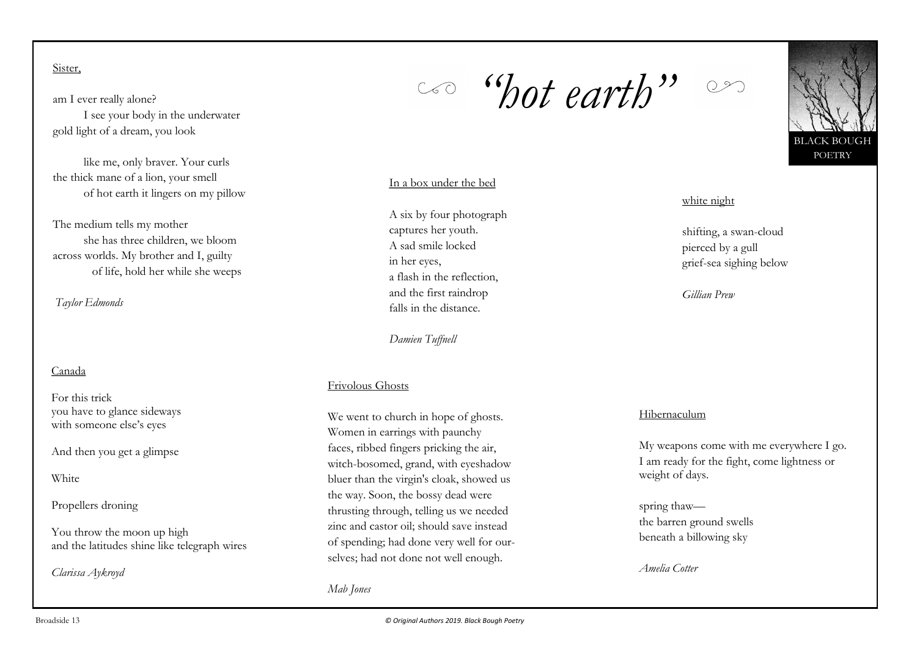# "hot earth"

BLACK BOUGH POETRY

## Sister,

am I ever really alone?
I see your body in the underwater
gold light of a dream, you look

like me, only braver. Your curls
the thick mane of a lion, your smell
of hot earth it lingers on my pillow

The medium tells my mother
she has three children, we bloom
across worlds. My brother and I, guilty
of life, hold her while she weeps

*Taylor Edmonds*

## In a box under the bed

A six by four photograph
captures her youth.
A sad smile locked
in her eyes,
a flash in the reflection,
and the first raindrop
falls in the distance.

*Damien Tuffnell*

## white night

shifting, a swan-cloud
pierced by a gull
grief-sea sighing below

*Gillian Prew*

## Canada

For this trick
you have to glance sideways
with someone else's eyes

And then you get a glimpse

White

Propellers droning

You throw the moon up high
and the latitudes shine like telegraph wires

*Clarissa Aykroyd*

## Frivolous Ghosts

We went to church in hope of ghosts.
Women in earrings with paunchy
faces, ribbed fingers pricking the air,
witch-bosomed, grand, with eyeshadow
bluer than the virgin's cloak, showed us
the way. Soon, the bossy dead were
thrusting through, telling us we needed
zinc and castor oil; should save instead
of spending; had done very well for our-
selves; had not done not well enough.

*Mab Jones*

## Hibernaculum

My weapons come with me everywhere I go.
I am ready for the fight, come lightness or
weight of days.

spring thaw—
the barren ground swells
beneath a billowing sky

*Amelia Cotter*

*© Original Authors 2019. Black Bough Poetry*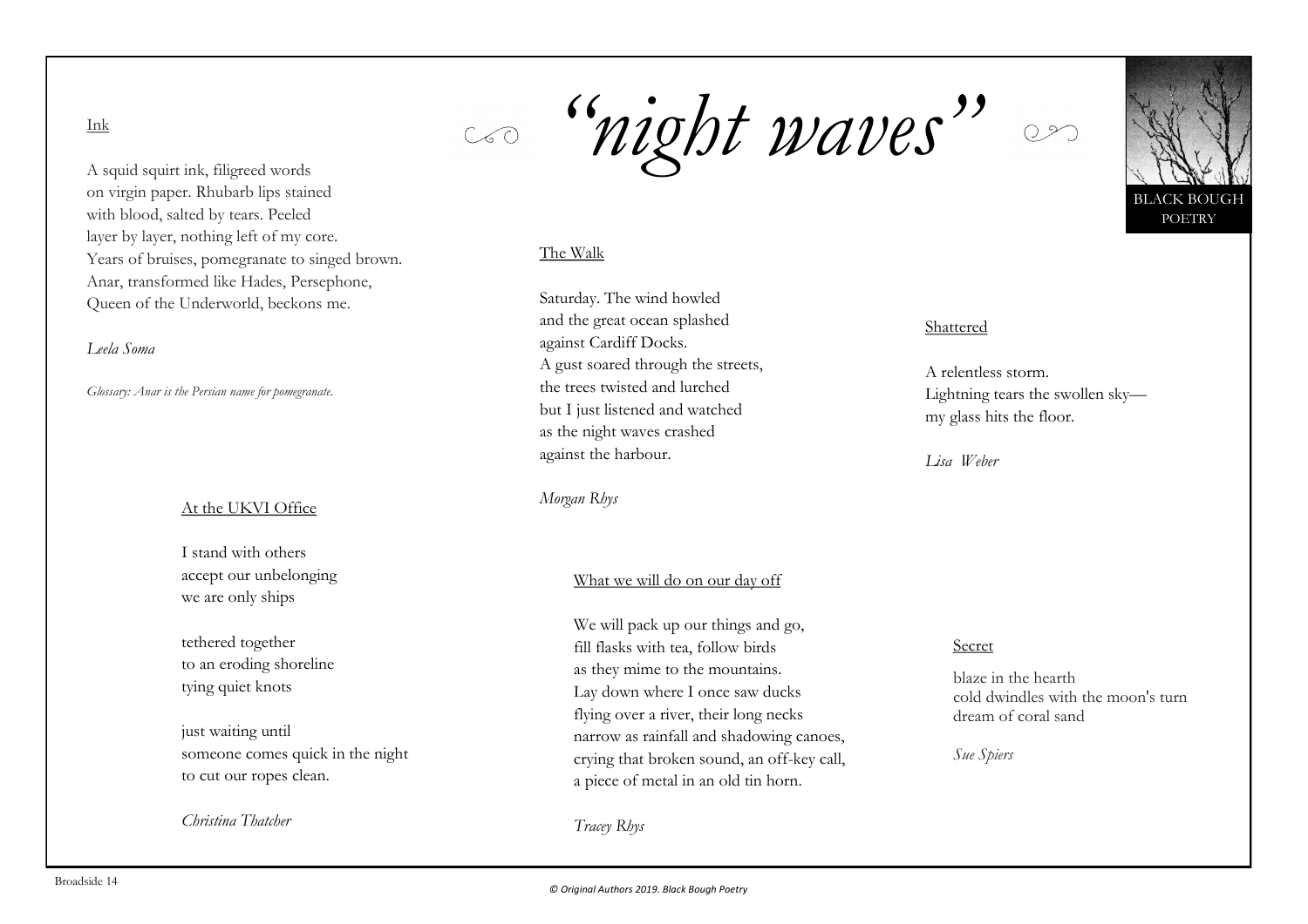# *"night waves"*

BLACK BOUGH POETRY

### Ink

A squid squirt ink, filigreed words  
on virgin paper. Rhubarb lips stained  
with blood, salted by tears. Peeled  
layer by layer, nothing left of my core.  
Years of bruises, pomegranate to singed brown.  
Anar, transformed like Hades, Persephone,  
Queen of the Underworld, beckons me.

*Leela Soma*

*Glossary: Anar is the Persian name for pomegranate.*

### At the UKVI Office

I stand with others  
accept our unbelonging  
we are only ships

tethered together  
to an eroding shoreline  
tying quiet knots

just waiting until  
someone comes quick in the night  
to cut our ropes clean.

*Christina Thatcher*

### The Walk

Saturday. The wind howled  
and the great ocean splashed  
against Cardiff Docks.  
A gust soared through the streets,  
the trees twisted and lurched  
but I just listened and watched  
as the night waves crashed  
against the harbour.

*Morgan Rhys*

### What we will do on our day off

We will pack up our things and go,  
fill flasks with tea, follow birds  
as they mime to the mountains.  
Lay down where I once saw ducks  
flying over a river, their long necks  
narrow as rainfall and shadowing canoes,  
crying that broken sound, an off-key call,  
a piece of metal in an old tin horn.

*Tracey Rhys*

### Shattered

A relentless storm.  
Lightning tears the swollen sky—  
my glass hits the floor.

*Lisa Weber*

### Secret

blaze in the hearth  
cold dwindles with the moon's turn  
dream of coral sand

*Sue Spiers*

Broadside 14

*© Original Authors 2019. Black Bough Poetry*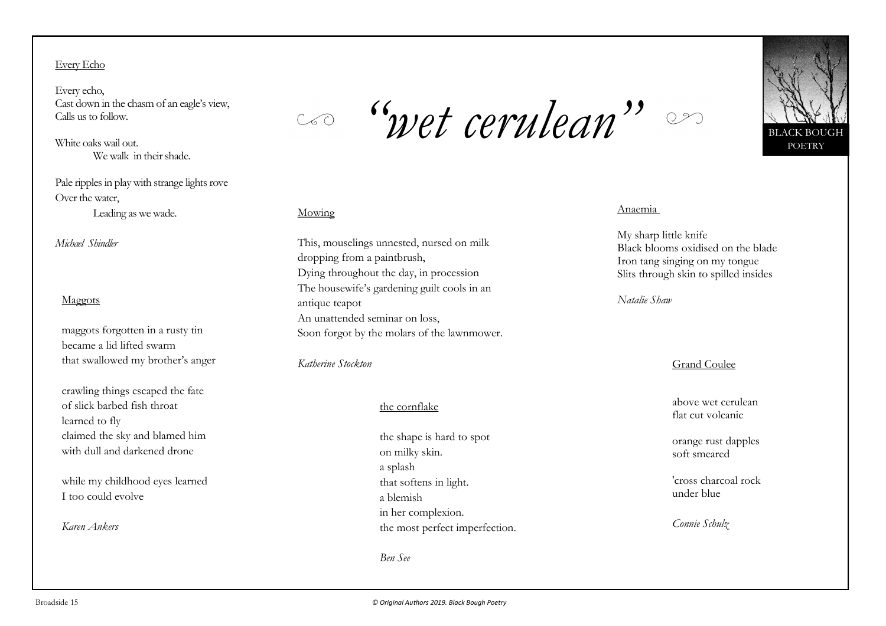# "wet cerulean"

BLACK BOUGH POETRY

## Every Echo

Every echo,  
Cast down in the chasm of an eagle's view,  
Calls us to follow.

White oaks wail out.  
We walk in their shade.

Pale ripples in play with strange lights rove  
Over the water,  
Leading as we wade.

*Michael Shindler*

## Maggots

maggots forgotten in a rusty tin  
became a lid lifted swarm  
that swallowed my brother's anger

crawling things escaped the fate  
of slick barbed fish throat  
learned to fly  
claimed the sky and blamed him  
with dull and darkened drone

while my childhood eyes learned  
I too could evolve

*Karen Ankers*

## Mowing

This, mouselings unnested, nursed on milk  
dropping from a paintbrush,  
Dying throughout the day, in procession  
The housewife's gardening guilt cools in an  
antique teapot  
An unattended seminar on loss,  
Soon forgot by the molars of the lawnmower.

*Katherine Stockton*

## the cornflake

the shape is hard to spot  
on milky skin.  
a splash  
that softens in light.  
a blemish  
in her complexion.  
the most perfect imperfection.

*Ben See*

## Anaemia

My sharp little knife  
Black blooms oxidised on the blade  
Iron tang singing on my tongue  
Slits through skin to spilled insides

*Natalie Shaw*

## Grand Coulee

above wet cerulean  
flat cut volcanic

orange rust dapples  
soft smeared

'cross charcoal rock  
under blue

*Connie Schulz*

Broadside 15

*© Original Authors 2019. Black Bough Poetry*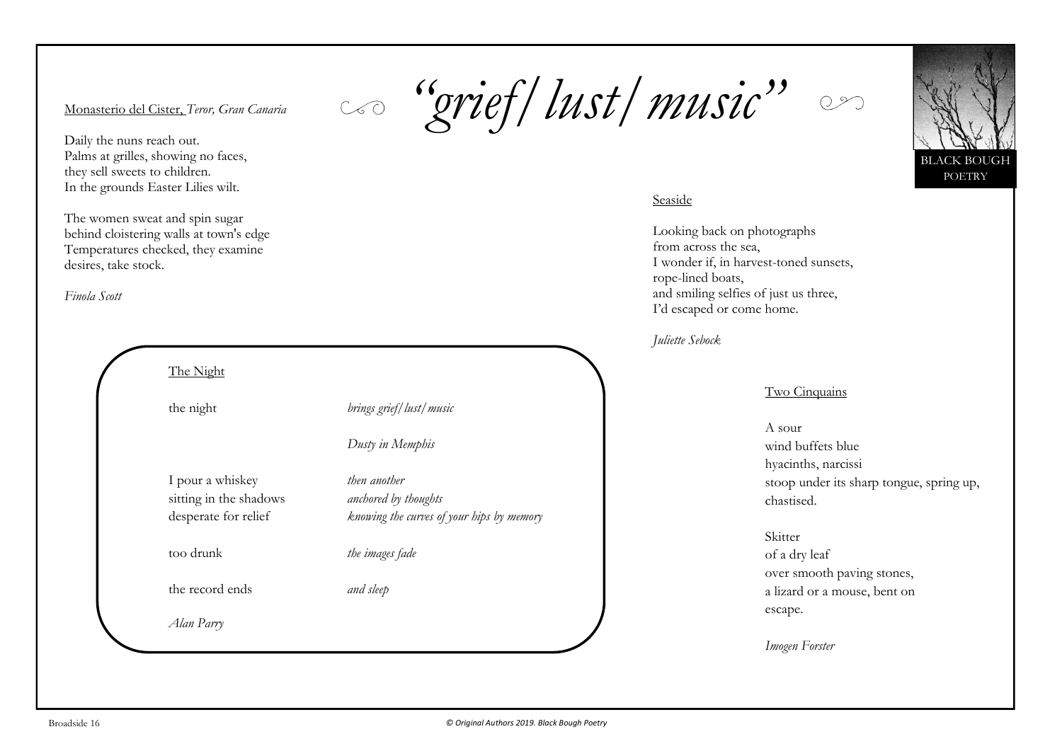# *"grief/lust/music"*

BLACK BOUGH POETRY

Monasterio del Cister, *Teror, Gran Canaria*

Daily the nuns reach out.
Palms at grilles, showing no faces,
they sell sweets to children.
In the grounds Easter Lilies wilt.

The women sweat and spin sugar
behind cloistering walls at town's edge
Temperatures checked, they examine
desires, take stock.

*Finola Scott*

Seaside

Looking back on photographs
from across the sea,
I wonder if, in harvest-toned sunsets,
rope-lined boats,
and smiling selfies of just us three,
I'd escaped or come home.

*Juliette Sebock*

The Night

the night *brings grief/lust/music*

*Dusty in Memphis*

I pour a whiskey *then another*
sitting in the shadows *anchored by thoughts*
desperate for relief *knowing the curves of your hips by memory*

too drunk *the images fade*

the record ends *and sleep*

*Alan Parry*

Two Cinquains

A sour
wind buffets blue
hyacinths, narcissi
stoop under its sharp tongue, spring up,
chastised.

Skitter
of a dry leaf
over smooth paving stones,
a lizard or a mouse, bent on
escape.

*Imogen Forster*

*© Original Authors 2019. Black Bough Poetry*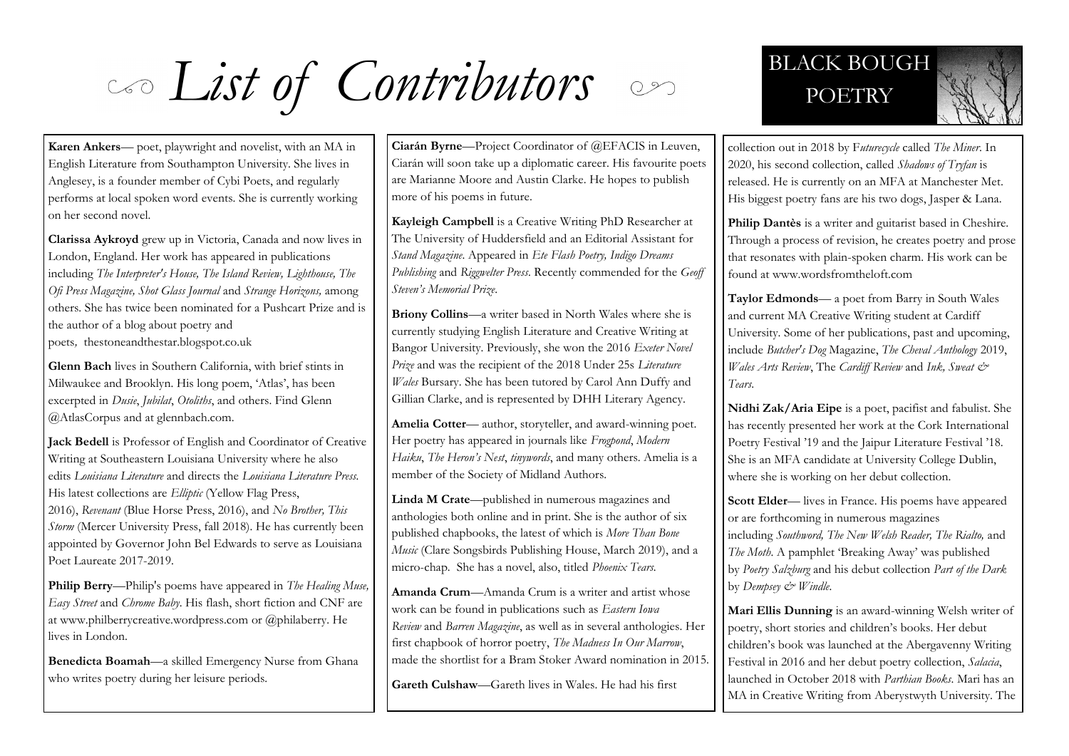# List of Contributors

**Karen Ankers**— poet, playwright and novelist, with an MA in English Literature from Southampton University. She lives in Anglesey, is a founder member of Cybi Poets, and regularly performs at local spoken word events. She is currently working on her second novel.

**Clarissa Aykroyd** grew up in Victoria, Canada and now lives in London, England. Her work has appeared in publications including *The Interpreter's House, The Island Review, Lighthouse, The Ofi Press Magazine, Shot Glass Journal* and *Strange Horizons,* among others. She has twice been nominated for a Pushcart Prize and is the author of a blog about poetry and poets, thestoneandthestar.blogspot.co.uk

**Glenn Bach** lives in Southern California, with brief stints in Milwaukee and Brooklyn. His long poem, 'Atlas', has been excerpted in *Dusie*, *Jubilat*, *Otoliths*, and others. Find Glenn @AtlasCorpus and at glennbach.com.

**Jack Bedell** is Professor of English and Coordinator of Creative Writing at Southeastern Louisiana University where he also edits *Louisiana Literature* and directs the *Louisiana Literature Press.* His latest collections are *Elliptic* (Yellow Flag Press, 2016), *Revenant* (Blue Horse Press, 2016), and *No Brother, This Storm* (Mercer University Press, fall 2018). He has currently been appointed by Governor John Bel Edwards to serve as Louisiana Poet Laureate 2017-2019.

**Philip Berry**—Philip's poems have appeared in *The Healing Muse, Easy Street* and *Chrome Baby*. His flash, short fiction and CNF are at www.philberrycreative.wordpress.com or @philaberry. He lives in London.

**Benedicta Boamah**—a skilled Emergency Nurse from Ghana who writes poetry during her leisure periods.

**Ciarán Byrne**—Project Coordinator of @EFACIS in Leuven, Ciarán will soon take up a diplomatic career. His favourite poets are Marianne Moore and Austin Clarke. He hopes to publish more of his poems in future.

**Kayleigh Campbell** is a Creative Writing PhD Researcher at The University of Huddersfield and an Editorial Assistant for *Stand Magazine*. Appeared in *Ete Flash Poetry, Indigo Dreams Publishing* and *Riggwelter Press*. Recently commended for the *Geoff Steven's Memorial Prize*.

**Briony Collins**—a writer based in North Wales where she is currently studying English Literature and Creative Writing at Bangor University. Previously, she won the 2016 *Exeter Novel Prize* and was the recipient of the 2018 Under 25s *Literature Wales* Bursary. She has been tutored by Carol Ann Duffy and Gillian Clarke, and is represented by DHH Literary Agency.

**Amelia Cotter**— author, storyteller, and award-winning poet. Her poetry has appeared in journals like *Frogpond*, *Modern Haiku*, *The Heron's Nest*, *tinywords*, and many others. Amelia is a member of the Society of Midland Authors.

**Linda M Crate**—published in numerous magazines and anthologies both online and in print. She is the author of six published chapbooks, the latest of which is *More Than Bone Music* (Clare Songsbirds Publishing House, March 2019), and a micro-chap. She has a novel, also, titled *Phoenix Tears*.

**Amanda Crum**—Amanda Crum is a writer and artist whose work can be found in publications such as *Eastern Iowa Review* and *Barren Magazine*, as well as in several anthologies. Her first chapbook of horror poetry, *The Madness In Our Marrow*, made the shortlist for a Bram Stoker Award nomination in 2015.

**Gareth Culshaw**—Gareth lives in Wales. He had his first collection out in 2018 by F*uturecycle* called *The Miner*. In 2020, his second collection, called *Shadows of Tryfan* is released. He is currently on an MFA at Manchester Met. His biggest poetry fans are his two dogs, Jasper & Lana.

**Philip Dantès** is a writer and guitarist based in Cheshire. Through a process of revision, he creates poetry and prose that resonates with plain-spoken charm. His work can be found at www.wordsfromtheloft.com

**Taylor Edmonds**— a poet from Barry in South Wales and current MA Creative Writing student at Cardiff University. Some of her publications, past and upcoming, include *Butcher's Dog* Magazine, *The Cheval Anthology* 2019, *Wales Arts Review*, The *Cardiff Review* and *Ink, Sweat & Tears*.

**Nidhi Zak/Aria Eipe** is a poet, pacifist and fabulist. She has recently presented her work at the Cork International Poetry Festival '19 and the Jaipur Literature Festival '18. She is an MFA candidate at University College Dublin, where she is working on her debut collection.

**Scott Elder**— lives in France. His poems have appeared or are forthcoming in numerous magazines including *Southword, The New Welsh Reader, The Rialto,* and *The Moth*. A pamphlet 'Breaking Away' was published by *Poetry Salzburg* and his debut collection *Part of the Dark* by *Dempsey & Windle*.

**Mari Ellis Dunning** is an award-winning Welsh writer of poetry, short stories and children's books. Her debut children's book was launched at the Abergavenny Writing Festival in 2016 and her debut poetry collection, *Salacia*, launched in October 2018 with *Parthian Books*. Mari has an MA in Creative Writing from Aberystwyth University. The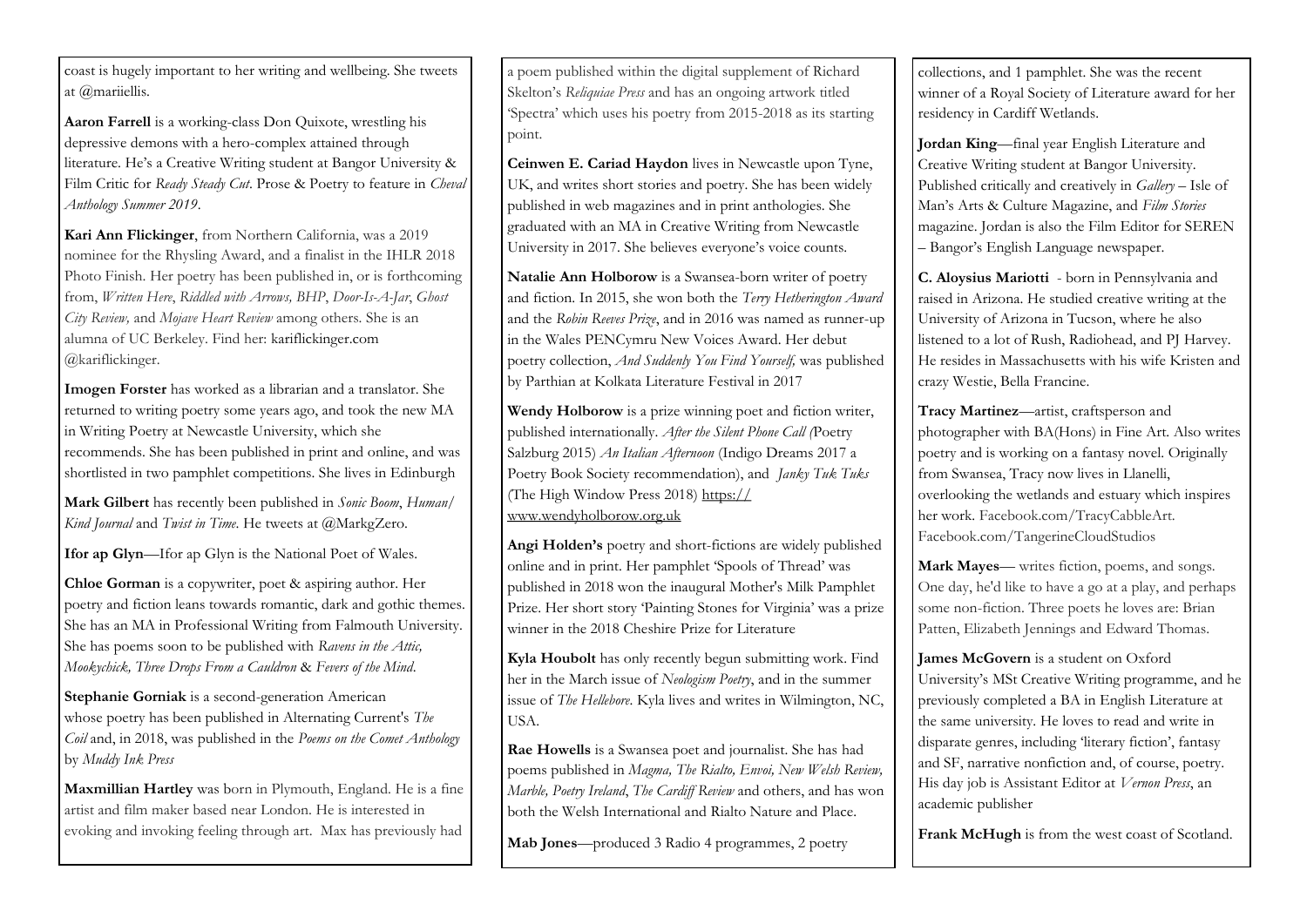coast is hugely important to her writing and wellbeing. She tweets at @mariiellis.

**Aaron Farrell** is a working-class Don Quixote, wrestling his depressive demons with a hero-complex attained through literature. He's a Creative Writing student at Bangor University & Film Critic for *Ready Steady Cut*. Prose & Poetry to feature in *Cheval Anthology Summer 2019*.

**Kari Ann Flickinger**, from Northern California, was a 2019 nominee for the Rhysling Award, and a finalist in the IHLR 2018 Photo Finish. Her poetry has been published in, or is forthcoming from, *Written Here*, *Riddled with Arrows, BHP*, *Door-Is-A-Jar*, *Ghost City Review,* and *Mojave Heart Review* among others. She is an alumna of UC Berkeley. Find her: kariflickinger.com @kariflickinger.

**Imogen Forster** has worked as a librarian and a translator. She returned to writing poetry some years ago, and took the new MA in Writing Poetry at Newcastle University, which she recommends. She has been published in print and online, and was shortlisted in two pamphlet competitions. She lives in Edinburgh

**Mark Gilbert** has recently been published in *Sonic Boom*, *Human/ Kind Journal* and *Twist in Time*. He tweets at @MarkgZero.

**Ifor ap Glyn**—Ifor ap Glyn is the National Poet of Wales.

**Chloe Gorman** is a copywriter, poet & aspiring author. Her poetry and fiction leans towards romantic, dark and gothic themes. She has an MA in Professional Writing from Falmouth University. She has poems soon to be published with *Ravens in the Attic, Mookychick, Three Drops From a Cauldron* & *Fevers of the Mind*.

**Stephanie Gorniak** is a second-generation American whose poetry has been published in Alternating Current's *The Coil* and, in 2018, was published in the *Poems on the Comet Anthology* by *Muddy Ink Press*

**Maxmillian Hartley** was born in Plymouth, England. He is a fine artist and film maker based near London. He is interested in evoking and invoking feeling through art. Max has previously had a poem published within the digital supplement of Richard Skelton's *Reliquiae Press* and has an ongoing artwork titled 'Spectra' which uses his poetry from 2015-2018 as its starting point.

**Ceinwen E. Cariad Haydon** lives in Newcastle upon Tyne, UK, and writes short stories and poetry. She has been widely published in web magazines and in print anthologies. She graduated with an MA in Creative Writing from Newcastle University in 2017. She believes everyone's voice counts.

**Natalie Ann Holborow** is a Swansea-born writer of poetry and fiction. In 2015, she won both the *Terry Hetherington Award* and the *Robin Reeves Prize*, and in 2016 was named as runner-up in the Wales PENCymru New Voices Award. Her debut poetry collection, *And Suddenly You Find Yourself,* was published by Parthian at Kolkata Literature Festival in 2017

**Wendy Holborow** is a prize winning poet and fiction writer, published internationally. *After the Silent Phone Call (*Poetry Salzburg 2015) *An Italian Afternoon* (Indigo Dreams 2017 a Poetry Book Society recommendation), and *Janky Tuk Tuks* (The High Window Press 2018) https://www.wendyholborow.org.uk

**Angi Holden's** poetry and short-fictions are widely published online and in print. Her pamphlet 'Spools of Thread' was published in 2018 won the inaugural Mother's Milk Pamphlet Prize. Her short story 'Painting Stones for Virginia' was a prize winner in the 2018 Cheshire Prize for Literature

**Kyla Houbolt** has only recently begun submitting work. Find her in the March issue of *Neologism Poetry*, and in the summer issue of *The Hellebore*. Kyla lives and writes in Wilmington, NC, USA.

**Rae Howells** is a Swansea poet and journalist. She has had poems published in *Magma, The Rialto, Envoi, New Welsh Review, Marble, Poetry Ireland*, *The Cardiff Review* and others, and has won both the Welsh International and Rialto Nature and Place.

**Mab Jones**—produced 3 Radio 4 programmes, 2 poetry collections, and 1 pamphlet. She was the recent winner of a Royal Society of Literature award for her residency in Cardiff Wetlands.

**Jordan King**—final year English Literature and Creative Writing student at Bangor University. Published critically and creatively in *Gallery* – Isle of Man's Arts & Culture Magazine, and *Film Stories* magazine. Jordan is also the Film Editor for SEREN – Bangor's English Language newspaper.

**C. Aloysius Mariotti** - born in Pennsylvania and raised in Arizona. He studied creative writing at the University of Arizona in Tucson, where he also listened to a lot of Rush, Radiohead, and PJ Harvey. He resides in Massachusetts with his wife Kristen and crazy Westie, Bella Francine.

**Tracy Martinez**—artist, craftsperson and photographer with BA(Hons) in Fine Art. Also writes poetry and is working on a fantasy novel. Originally from Swansea, Tracy now lives in Llanelli, overlooking the wetlands and estuary which inspires her work. Facebook.com/TracyCabbleArt. Facebook.com/TangerineCloudStudios

**Mark Mayes**— writes fiction, poems, and songs. One day, he'd like to have a go at a play, and perhaps some non-fiction. Three poets he loves are: Brian Patten, Elizabeth Jennings and Edward Thomas.

**James McGovern** is a student on Oxford University's MSt Creative Writing programme, and he previously completed a BA in English Literature at the same university. He loves to read and write in disparate genres, including 'literary fiction', fantasy and SF, narrative nonfiction and, of course, poetry. His day job is Assistant Editor at *Vernon Press*, an academic publisher

**Frank McHugh** is from the west coast of Scotland.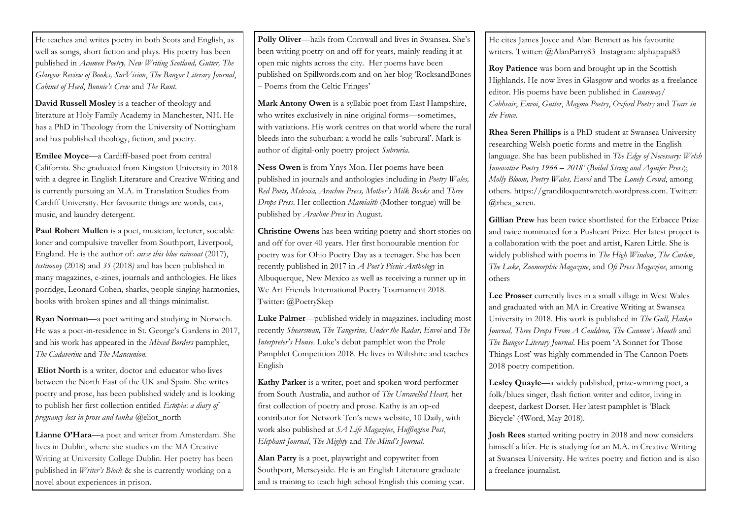He teaches and writes poetry in both Scots and English, as well as songs, short fiction and plays. His poetry has been published in *Acumen Poetry, New Writing Scotland, Gutter, The Glasgow Review of Books, SurVision*, *The Bangor Literary Journal*, *Cabinet of Heed*, *Bonnie's Crew* and *The Runt*.

**David Russell Mosley** is a teacher of theology and literature at Holy Family Academy in Manchester, NH. He has a PhD in Theology from the University of Nottingham and has published theology, fiction, and poetry.

**Emilee Moyce**—a Cardiff-based poet from central California. She graduated from Kingston University in 2018 with a degree in English Literature and Creative Writing and is currently pursuing an M.A. in Translation Studies from Cardiff University. Her favourite things are words, cats, music, and laundry detergent.

**Paul Robert Mullen** is a poet, musician, lecturer, sociable loner and compulsive traveller from Southport, Liverpool, England. He is the author of: *curse this blue raincoat* (2017), *testimony* (2018) and *35* (2018) and has been published in many magazines, e-zines, journals and anthologies. He likes porridge, Leonard Cohen, sharks, people singing harmonies, books with broken spines and all things minimalist.

**Ryan Norman**—a poet writing and studying in Norwich. He was a poet-in-residence in St. George's Gardens in 2017, and his work has appeared in the *Mixed Borders* pamphlet, *The Cadaverine* and *The Mancunion.*

**Eliot North** is a writer, doctor and educator who lives between the North East of the UK and Spain. She writes poetry and prose, has been published widely and is looking to publish her first collection entitled *Ectopia*: *a diary of pregnancy loss in prose and tanka* @eliot_north

**Lianne O'Hara**—a poet and writer from Amsterdam. She lives in Dublin, where she studies on the MA Creative Writing at University College Dublin. Her poetry has been published in *Writer's Block* & she is currently working on a novel about experiences in prison.

**Polly Oliver**—hails from Cornwall and lives in Swansea. She's been writing poetry on and off for years, mainly reading it at open mic nights across the city. Her poems have been published on Spillwords.com and on her blog 'RocksandBones – Poems from the Celtic Fringes'

**Mark Antony Owen** is a syllabic poet from East Hampshire, who writes exclusively in nine original forms—sometimes, with variations. His work centres on that world where the rural bleeds into the suburban: a world he calls 'subrural'. Mark is author of digital-only poetry project *Subruria*.

**Ness Owen** is from Ynys Mon. Her poems have been published in journals and anthologies including in *Poetry Wales, Red Poets, Mslexia, Arachne Press, Mother's Milk Books* and *Three Drops Press*. Her collection *Mamiaith* (Mother-tongue) will be published by *Arachne Press* in August.

**Christine Owens** has been writing poetry and short stories on and off for over 40 years. Her first honourable mention for poetry was for Ohio Poetry Day as a teenager. She has been recently published in 2017 in *A Poet's Picnic Anthology* in Albuquerque, New Mexico as well as receiving a runner up in We Art Friends International Poetry Tournament 2018. Twitter: @PoetrySkep

**Luke Palmer**—published widely in magazines, including most recently *Shearsman, The Tangerine, Under the Radar, Envoi* and *The Interpreter's House*. Luke's debut pamphlet won the Prole Pamphlet Competition 2018. He lives in Wiltshire and teaches English

**Kathy Parker** is a writer, poet and spoken word performer from South Australia, and author of *The Unravelled Heart,* her first collection of poetry and prose. Kathy is an op-ed contributor for Network Ten's news website, 10 Daily, with work also published at *SA Life Magazine*, *Huffington Post*, *Elephant Journal*, *The Mighty* and *The Mind's Journal*.

**Alan Parry** is a poet, playwright and copywriter from Southport, Merseyside. He is an English Literature graduate and is training to teach high school English this coming year. He cites James Joyce and Alan Bennett as his favourite writers. Twitter: @AlanParry83 Instagram: alphapapa83

**Roy Patience** was born and brought up in the Scottish Highlands. He now lives in Glasgow and works as a freelance editor. His poems have been published in *Causeway/ Cabhsair*, *Envoi*, *Gutter*, *Magma Poetry*, *Oxford Poetry* and *Tears in the Fence*.

**Rhea Seren Phillips** is a PhD student at Swansea University researching Welsh poetic forms and metre in the English language. She has been published in *The Edge of Necessary: Welsh Innovative Poetry 1966 – 2018'* (*Boiled String and Aquifer Press*); *Molly Bloom, Poetry Wales, Envoi* and The *Lonely Crowd*, among others. https://grandiloquentwretch.wordpress.com. Twitter: @rhea_seren.

**Gillian Prew** has been twice shortlisted for the Erbacce Prize and twice nominated for a Pushcart Prize. Her latest project is a collaboration with the poet and artist, Karen Little. She is widely published with poems in *The High Window*, *The Curlew*, *The Lake*, *Zoomorphic Magazine*, and *Ofi Press Magazine*, among others

**Lee Prosser** currently lives in a small village in West Wales and graduated with an MA in Creative Writing at Swansea University in 2018. His work is published in *The Gull, Haiku Journal, Three Drops From A Cauldron, The Cannon's Mouth* and *The Bangor Literary Journal.* His poem 'A Sonnet for Those Things Lost' was highly commended in The Cannon Poets 2018 poetry competition.

**Lesley Quayle**—a widely published, prize-winning poet, a folk/blues singer, flash fiction writer and editor, living in deepest, darkest Dorset. Her latest pamphlet is 'Black Bicycle' (4Word, May 2018).

**Josh Rees** started writing poetry in 2018 and now considers himself a lifer. He is studying for an M.A. in Creative Writing at Swansea University. He writes poetry and fiction and is also a freelance journalist.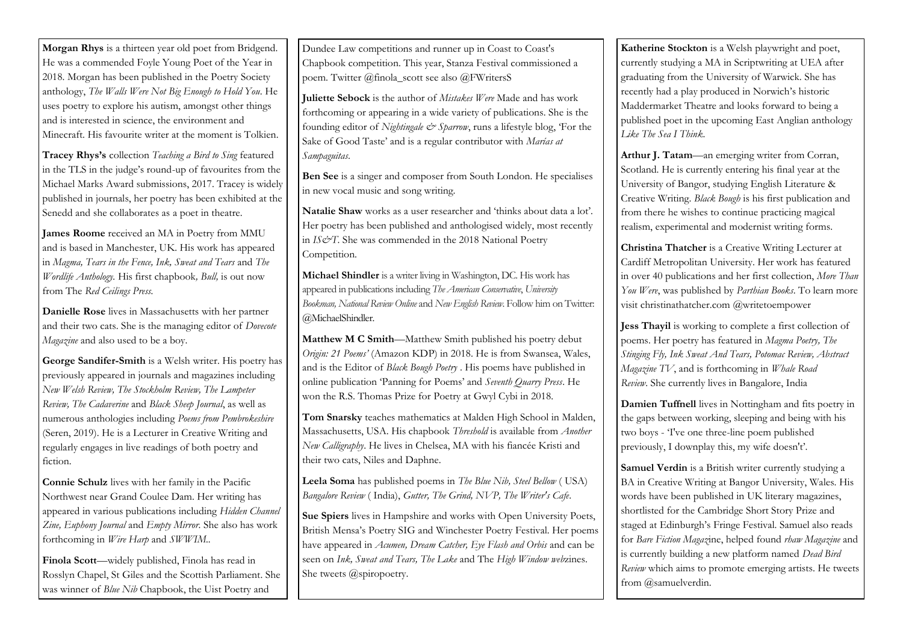**Morgan Rhys** is a thirteen year old poet from Bridgend. He was a commended Foyle Young Poet of the Year in 2018. Morgan has been published in the Poetry Society anthology, *The Walls Were Not Big Enough to Hold You*. He uses poetry to explore his autism, amongst other things and is interested in science, the environment and Minecraft. His favourite writer at the moment is Tolkien.

**Tracey Rhys's** collection *Teaching a Bird to Sing* featured in the TLS in the judge's round-up of favourites from the Michael Marks Award submissions, 2017. Tracey is widely published in journals, her poetry has been exhibited at the Senedd and she collaborates as a poet in theatre.

**James Roome** received an MA in Poetry from MMU and is based in Manchester, UK. His work has appeared in *Magma, Tears in the Fence, Ink, Sweat and Tears* and *The Wordlife Anthology*. His first chapbook*, Bull,* is out now from The *Red Ceilings Press*.

**Danielle Rose** lives in Massachusetts with her partner and their two cats. She is the managing editor of *Dovecote Magazine* and also used to be a boy.

**George Sandifer-Smith** is a Welsh writer. His poetry has previously appeared in journals and magazines including *New Welsh Review, The Stockholm Review, The Lampeter Review, The Cadaverine* and *Black Sheep Journal*, as well as numerous anthologies including *Poems from Pembrokeshire* (Seren, 2019). He is a Lecturer in Creative Writing and regularly engages in live readings of both poetry and fiction.

**Connie Schulz** lives with her family in the Pacific Northwest near Grand Coulee Dam. Her writing has appeared in various publications including *Hidden Channel Zine, Euphony Journal* and *Empty Mirror*. She also has work forthcoming in *Wire Harp* and *SWWIM*.

**Finola Scott**—widely published, Finola has read in Rosslyn Chapel, St Giles and the Scottish Parliament. She was winner of *Blue Nib* Chapbook, the Uist Poetry and Dundee Law competitions and runner up in Coast to Coast's Chapbook competition. This year, Stanza Festival commissioned a poem. Twitter @finola_scott see also @FWritersS

**Juliette Sebock** is the author of *Mistakes Were* Made and has work forthcoming or appearing in a wide variety of publications. She is the founding editor of *Nightingale & Sparrow*, runs a lifestyle blog, 'For the Sake of Good Taste' and is a regular contributor with *Marías at Sampaguitas*.

**Ben See** is a singer and composer from South London. He specialises in new vocal music and song writing.

**Natalie Shaw** works as a user researcher and 'thinks about data a lot'. Her poetry has been published and anthologised widely, most recently in *IS&T*. She was commended in the 2018 National Poetry Competition.

**Michael Shindler** is a writer living in Washington, DC. His work has appeared in publications including *The American Conservative*, *University Bookman, National Review Online* and *New English Review*. Follow him on Twitter: @MichaelShindler.

**Matthew M C Smith**—Matthew Smith published his poetry debut *Origin: 21 Poems'* (Amazon KDP) in 2018. He is from Swansea, Wales, and is the Editor of *Black Bough Poetry* . His poems have published in online publication 'Panning for Poems' and *Seventh Quarry Press*. He won the R.S. Thomas Prize for Poetry at Gwyl Cybi in 2018.

**Tom Snarsky** teaches mathematics at Malden High School in Malden, Massachusetts, USA. His chapbook *Threshold* is available from *Another New Calligraphy*. He lives in Chelsea, MA with his fiancée Kristi and their two cats, Niles and Daphne.

**Leela Soma** has published poems in *The Blue Nib, Steel Bellow* ( USA) *Bangalore Review* ( India), *Gutter, The Grind, NVP, The Writer's Cafe*.

**Sue Spiers** lives in Hampshire and works with Open University Poets, British Mensa's Poetry SIG and Winchester Poetry Festival. Her poems have appeared in *Acumen, Dream Catcher, Eye Flash and Orbis* and can be seen on *Ink, Sweat and Tears, The Lake* and The *High Window webz*ines. She tweets @spiropoetry.

**Katherine Stockton** is a Welsh playwright and poet, currently studying a MA in Scriptwriting at UEA after graduating from the University of Warwick. She has recently had a play produced in Norwich's historic Maddermarket Theatre and looks forward to being a published poet in the upcoming East Anglian anthology *Like The Sea I Think*.

**Arthur J. Tatam**—an emerging writer from Corran, Scotland. He is currently entering his final year at the University of Bangor, studying English Literature & Creative Writing. *Black Bough* is his first publication and from there he wishes to continue practicing magical realism, experimental and modernist writing forms.

**Christina Thatcher** is a Creative Writing Lecturer at Cardiff Metropolitan University. Her work has featured in over 40 publications and her first collection, *More Than You Were*, was published by *Parthian Books*. To learn more visit christinathatcher.com @writetoempower

**Jess Thayil** is working to complete a first collection of poems. Her poetry has featured in *Magma Poetry, The Stinging Fly, Ink Sweat And Tears, Potomac Review, Abstract Magazine TV*, and is forthcoming in *Whale Road Review*. She currently lives in Bangalore, India

**Damien Tuffnell** lives in Nottingham and fits poetry in the gaps between working, sleeping and being with his two boys - 'I've one three-line poem published previously, I downplay this, my wife doesn't'.

**Samuel Verdin** is a British writer currently studying a BA in Creative Writing at Bangor University, Wales. His words have been published in UK literary magazines, shortlisted for the Cambridge Short Story Prize and staged at Edinburgh's Fringe Festival. Samuel also reads for *Bare Fiction Magaz*ine, helped found *rhaw Magazine* and is currently building a new platform named *Dead Bird Review* which aims to promote emerging artists. He tweets from @samuelverdin.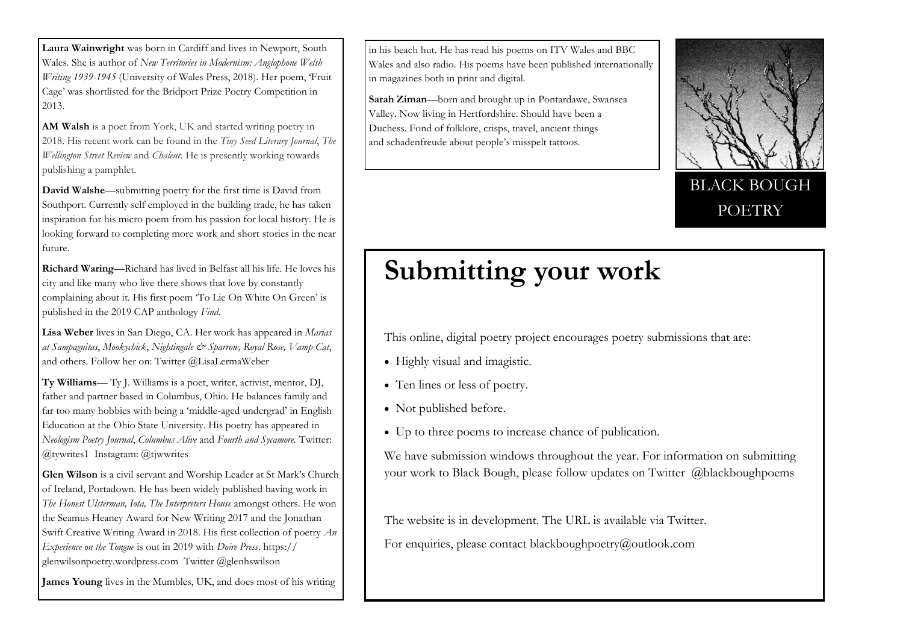**Laura Wainwright** was born in Cardiff and lives in Newport, South Wales. She is author of *New Territories in Modernism: Anglophone Welsh Writing 1939-1945* (University of Wales Press, 2018). Her poem, 'Fruit Cage' was shortlisted for the Bridport Prize Poetry Competition in 2013.

**AM Walsh** is a poet from York, UK and started writing poetry in 2018. His recent work can be found in the *Tiny Seed Literary Journal*, *The Wellington Street Review* and *Chaleur*. He is presently working towards publishing a pamphlet.

**David Walshe**—submitting poetry for the first time is David from Southport. Currently self employed in the building trade, he has taken inspiration for his micro poem from his passion for local history. He is looking forward to completing more work and short stories in the near future.

**Richard Waring**—Richard has lived in Belfast all his life. He loves his city and like many who live there shows that love by constantly complaining about it. His first poem 'To Lie On White On Green' is published in the 2019 CAP anthology *Find*.

**Lisa Weber** lives in San Diego, CA. Her work has appeared in *Marias at Sampaguitas*, *Mookychick*, *Nightingale & Sparrow, Royal Rose, Vamp Cat*, and others. Follow her on: Twitter @LisaLermaWeber

**Ty Williams**— Ty J. Williams is a poet, writer, activist, mentor, DJ, father and partner based in Columbus, Ohio. He balances family and far too many hobbies with being a 'middle-aged undergrad' in English Education at the Ohio State University. His poetry has appeared in *Neologism Poetry Journal*, *Columbus Alive* and *Fourth and Sycamore.* Twitter: @tywrites1 Instagram: @tjwwrites

**Glen Wilson** is a civil servant and Worship Leader at St Mark's Church of Ireland, Portadown. He has been widely published having work in *The Honest Ulsterman, Iota, The Interpreters House* amongst others. He won the Seamus Heaney Award for New Writing 2017 and the Jonathan Swift Creative Writing Award in 2018. His first collection of poetry *An Experience on the Tongue* is out in 2019 with *Doire Press*. https://glenwilsonpoetry.wordpress.com Twitter @glenhswilson

**James Young** lives in the Mumbles, UK, and does most of his writing in his beach hut. He has read his poems on ITV Wales and BBC Wales and also radio. His poems have been published internationally in magazines both in print and digital.

**Sarah Ziman**—born and brought up in Pontardawe, Swansea Valley. Now living in Hertfordshire. Should have been a Duchess. Fond of folklore, crisps, travel, ancient things and schadenfreude about people's misspelt tattoos.

BLACK BOUGH POETRY

# Submitting your work

This online, digital poetry project encourages poetry submissions that are:

- Highly visual and imagistic.
- Ten lines or less of poetry.
- Not published before.
- Up to three poems to increase chance of publication.

We have submission windows throughout the year. For information on submitting your work to Black Bough, please follow updates on Twitter @blackboughpoems

The website is in development. The URL is available via Twitter.

For enquiries, please contact blackboughpoetry@outlook.com